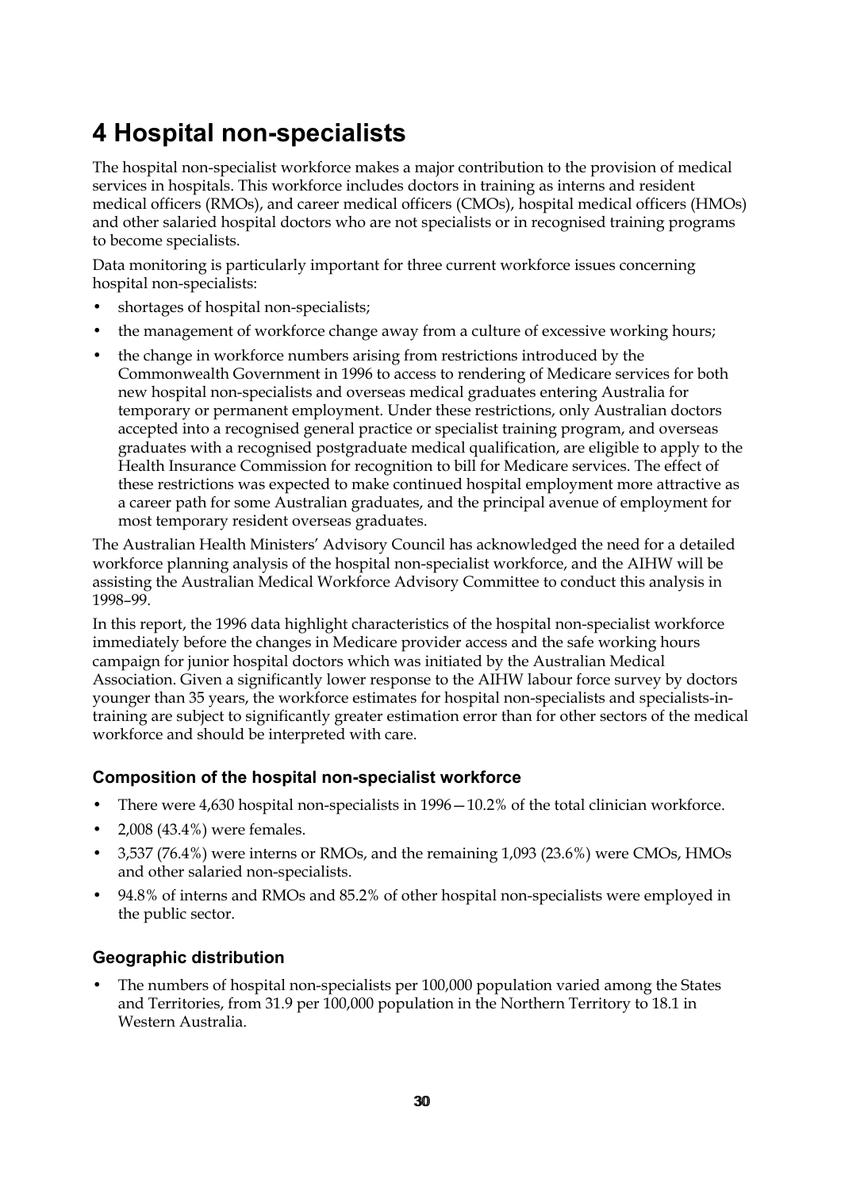# 4 Hospital non-specialists

The hospital non-specialist workforce makes a major contribution to the provision of medical services in hospitals. This workforce includes doctors in training as interns and resident medical officers (RMOs), and career medical officers (CMOs), hospital medical officers (HMOs) and other salaried hospital doctors who are not specialists or in recognised training programs to become specialists.

Data monitoring is particularly important for three current workforce issues concerning hospital non-specialists:

- shortages of hospital non-specialists;
- the management of workforce change away from a culture of excessive working hours;
- the change in workforce numbers arising from restrictions introduced by the Commonwealth Government in 1996 to access to rendering of Medicare services for both new hospital non-specialists and overseas medical graduates entering Australia for temporary or permanent employment. Under these restrictions, only Australian doctors accepted into a recognised general practice or specialist training program, and overseas graduates with a recognised postgraduate medical qualification, are eligible to apply to the Health Insurance Commission for recognition to bill for Medicare services. The effect of these restrictions was expected to make continued hospital employment more attractive as a career path for some Australian graduates, and the principal avenue of employment for most temporary resident overseas graduates.

The Australian Health Ministers' Advisory Council has acknowledged the need for a detailed workforce planning analysis of the hospital non-specialist workforce, and the AIHW will be assisting the Australian Medical Workforce Advisory Committee to conduct this analysis in 1998–99.

In this report, the 1996 data highlight characteristics of the hospital non-specialist workforce immediately before the changes in Medicare provider access and the safe working hours campaign for junior hospital doctors which was initiated by the Australian Medical Association. Given a significantly lower response to the AIHW labour force survey by doctors younger than 35 years, the workforce estimates for hospital non-specialists and specialists-in-training are subject to significantly greater estimation error than for other sectors of the medical workforce and should be interpreted with care.

### Composition of the hospital non-specialist workforce

- There were 4,630 hospital non-specialists in 1996—10.2% of the total clinician workforce.
- 2,008 (43.4%) were females.
- 3,537 (76.4%) were interns or RMOs, and the remaining 1,093 (23.6%) were CMOs, HMOs and other salaried non-specialists.
- 94.8% of interns and RMOs and 85.2% of other hospital non-specialists were employed in the public sector.

### Geographic distribution

- The numbers of hospital non-specialists per 100,000 population varied among the States and Territories, from 31.9 per 100,000 population in the Northern Territory to 18.1 in Western Australia.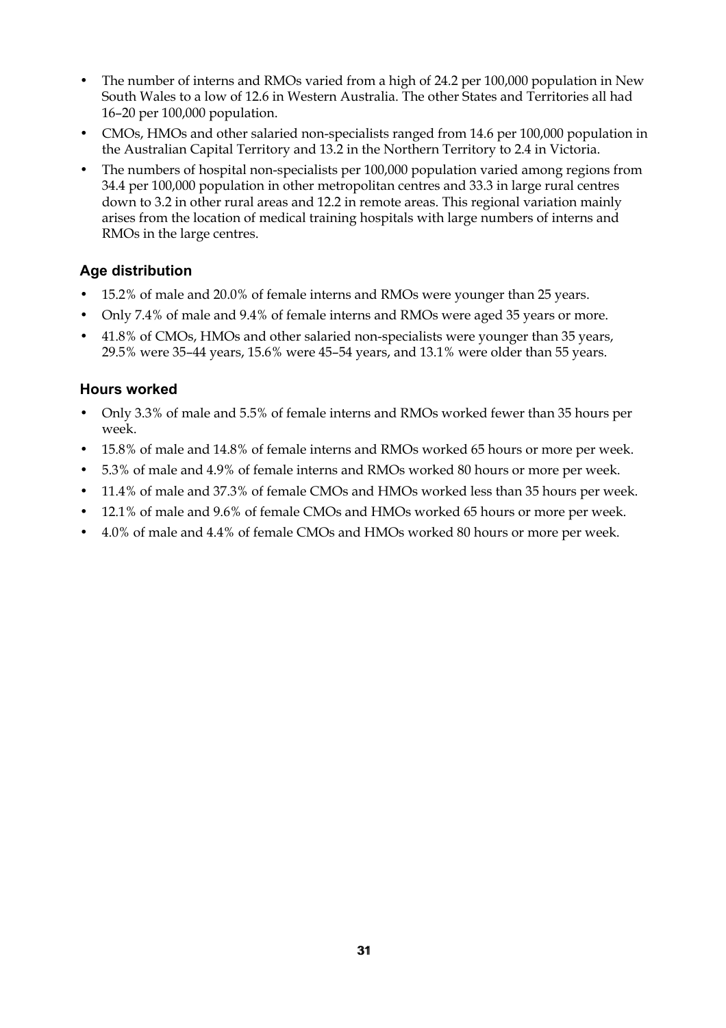- The number of interns and RMOs varied from a high of 24.2 per 100,000 population in New South Wales to a low of 12.6 in Western Australia. The other States and Territories all had 16–20 per 100,000 population.
- CMOs, HMOs and other salaried non-specialists ranged from 14.6 per 100,000 population in the Australian Capital Territory and 13.2 in the Northern Territory to 2.4 in Victoria.
- The numbers of hospital non-specialists per 100,000 population varied among regions from 34.4 per 100,000 population in other metropolitan centres and 33.3 in large rural centres down to 3.2 in other rural areas and 12.2 in remote areas. This regional variation mainly arises from the location of medical training hospitals with large numbers of interns and RMOs in the large centres.

### Age distribution

- 15.2% of male and 20.0% of female interns and RMOs were younger than 25 years.
- Only 7.4% of male and 9.4% of female interns and RMOs were aged 35 years or more.
- 41.8% of CMOs, HMOs and other salaried non-specialists were younger than 35 years, 29.5% were 35–44 years, 15.6% were 45–54 years, and 13.1% were older than 55 years.

### Hours worked

- Only 3.3% of male and 5.5% of female interns and RMOs worked fewer than 35 hours per week.
- 15.8% of male and 14.8% of female interns and RMOs worked 65 hours or more per week.
- 5.3% of male and 4.9% of female interns and RMOs worked 80 hours or more per week.
- 11.4% of male and 37.3% of female CMOs and HMOs worked less than 35 hours per week.
- 12.1% of male and 9.6% of female CMOs and HMOs worked 65 hours or more per week.
- 4.0% of male and 4.4% of female CMOs and HMOs worked 80 hours or more per week.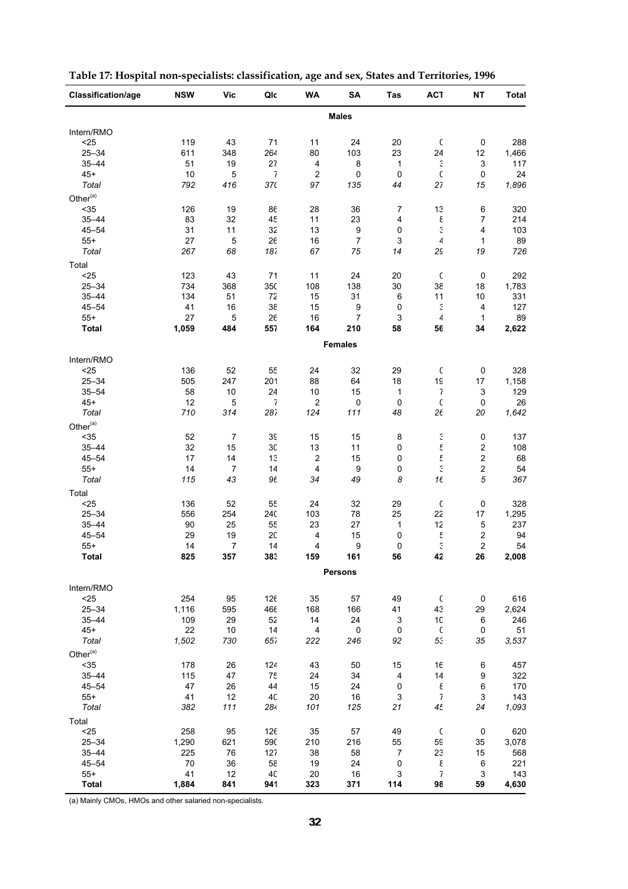**Table 17: Hospital non-specialists: classification, age and sex, States and Territories, 1996**

| Classification/age | NSW | Vic | Qld | WA | SA | Tas | ACT | NT | Total |
|---|---|---|---|---|---|---|---|---|---|
| | | | | | **Males** | | | | |
| Intern/RMO | | | | | | | | | |
| <25 | 119 | 43 | 71 | 11 | 24 | 20 | 0 | 0 | 288 |
| 25–34 | 611 | 348 | 264 | 80 | 103 | 23 | 24 | 12 | 1,466 |
| 35–44 | 51 | 19 | 27 | 4 | 8 | 1 | 3 | 3 | 117 |
| 45+ | 10 | 5 | 7 | 2 | 0 | 0 | 0 | 0 | 24 |
| *Total* | *792* | *416* | *370* | *97* | *135* | *44* | *27* | *15* | *1,896* |
| Other[(a)] | | | | | | | | | |
| <35 | 126 | 19 | 86 | 28 | 36 | 7 | 13 | 6 | 320 |
| 35–44 | 83 | 32 | 45 | 11 | 23 | 4 | 8 | 7 | 214 |
| 45–54 | 31 | 11 | 32 | 13 | 9 | 0 | 3 | 4 | 103 |
| 55+ | 27 | 5 | 26 | 16 | 7 | 3 | 4 | 1 | 89 |
| *Total* | *267* | *68* | *187* | *67* | *75* | *14* | *29* | *19* | *726* |
| Total | | | | | | | | | |
| <25 | 123 | 43 | 71 | 11 | 24 | 20 | 0 | 0 | 292 |
| 25–34 | 734 | 368 | 350 | 108 | 138 | 30 | 38 | 18 | 1,783 |
| 35–44 | 134 | 51 | 72 | 15 | 31 | 6 | 11 | 10 | 331 |
| 45–54 | 41 | 16 | 38 | 15 | 9 | 0 | 3 | 4 | 127 |
| 55+ | 27 | 5 | 26 | 16 | 7 | 3 | 4 | 1 | 89 |
| **Total** | **1,059** | **484** | **557** | **164** | **210** | **58** | **56** | **34** | **2,622** |
| | | | | | **Females** | | | | |
| Intern/RMO | | | | | | | | | |
| <25 | 136 | 52 | 55 | 24 | 32 | 29 | 0 | 0 | 328 |
| 25–34 | 505 | 247 | 201 | 88 | 64 | 18 | 19 | 17 | 1,158 |
| 35–54 | 58 | 10 | 24 | 10 | 15 | 1 | 7 | 3 | 129 |
| 45+ | 12 | 5 | 7 | 2 | 0 | 0 | 0 | 0 | 26 |
| *Total* | *710* | *314* | *287* | *124* | *111* | *48* | *26* | *20* | *1,642* |
| Other[(a)] | | | | | | | | | |
| <35 | 52 | 7 | 39 | 15 | 15 | 8 | 3 | 0 | 137 |
| 35–44 | 32 | 15 | 30 | 13 | 11 | 0 | 5 | 2 | 108 |
| 45–54 | 17 | 14 | 13 | 2 | 15 | 0 | 5 | 2 | 68 |
| 55+ | 14 | 7 | 14 | 4 | 9 | 0 | 3 | 2 | 54 |
| *Total* | *115* | *43* | *96* | *34* | *49* | *8* | *16* | *5* | *367* |
| Total | | | | | | | | | |
| <25 | 136 | 52 | 55 | 24 | 32 | 29 | 0 | 0 | 328 |
| 25–34 | 556 | 254 | 240 | 103 | 78 | 25 | 22 | 17 | 1,295 |
| 35–44 | 90 | 25 | 55 | 23 | 27 | 1 | 12 | 5 | 237 |
| 45–54 | 29 | 19 | 20 | 4 | 15 | 0 | 5 | 2 | 94 |
| 55+ | 14 | 7 | 14 | 4 | 9 | 0 | 3 | 2 | 54 |
| **Total** | **825** | **357** | **383** | **159** | **161** | **56** | **42** | **26** | **2,008** |
| | | | | | **Persons** | | | | |
| Intern/RMO | | | | | | | | | |
| <25 | 254 | 95 | 126 | 35 | 57 | 49 | 0 | 0 | 616 |
| 25–34 | 1,116 | 595 | 466 | 168 | 166 | 41 | 43 | 29 | 2,624 |
| 35–44 | 109 | 29 | 52 | 14 | 24 | 3 | 10 | 6 | 246 |
| 45+ | 22 | 10 | 14 | 4 | 0 | 0 | 0 | 0 | 51 |
| *Total* | *1,502* | *730* | *657* | *222* | *246* | *92* | *53* | *35* | *3,537* |
| Other[(a)] | | | | | | | | | |
| <35 | 178 | 26 | 124 | 43 | 50 | 15 | 16 | 6 | 457 |
| 35–44 | 115 | 47 | 75 | 24 | 34 | 4 | 14 | 9 | 322 |
| 45–54 | 47 | 26 | 44 | 15 | 24 | 0 | 8 | 6 | 170 |
| 55+ | 41 | 12 | 40 | 20 | 16 | 3 | 7 | 3 | 143 |
| *Total* | *382* | *111* | *284* | *101* | *125* | *21* | *45* | *24* | *1,093* |
| Total | | | | | | | | | |
| <25 | 258 | 95 | 126 | 35 | 57 | 49 | 0 | 0 | 620 |
| 25–34 | 1,290 | 621 | 590 | 210 | 216 | 55 | 59 | 35 | 3,078 |
| 35–44 | 225 | 76 | 127 | 38 | 58 | 7 | 23 | 15 | 568 |
| 45–54 | 70 | 36 | 58 | 19 | 24 | 0 | 8 | 6 | 221 |
| 55+ | 41 | 12 | 40 | 20 | 16 | 3 | 7 | 3 | 143 |
| **Total** | **1,884** | **841** | **941** | **323** | **371** | **114** | **98** | **59** | **4,630** |

(a) Mainly CMOs, HMOs and other salaried non-specialists.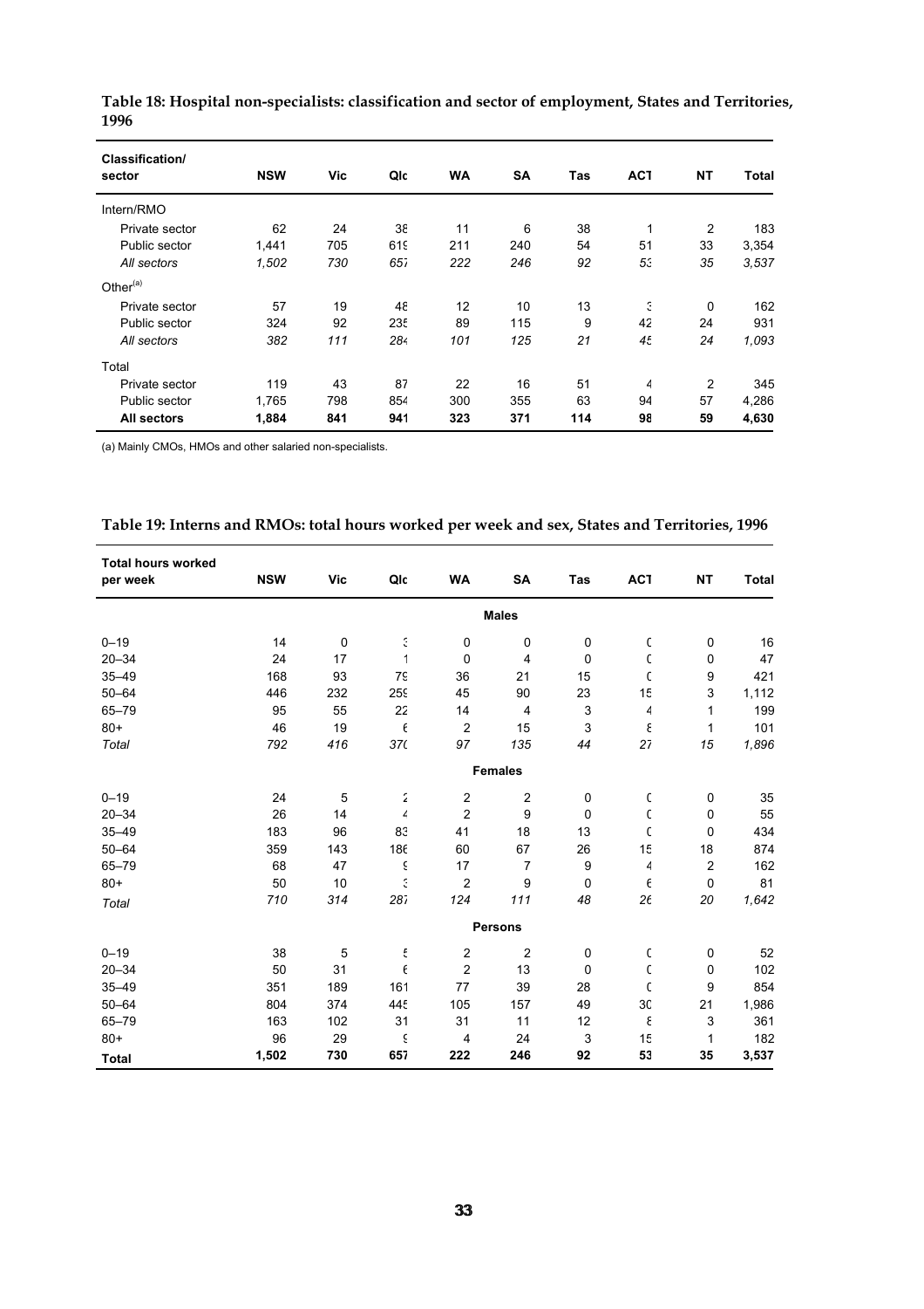**Table 18: Hospital non-specialists: classification and sector of employment, States and Territories, 1996**

| Classification/ sector | NSW | Vic | Qld | WA | SA | Tas | ACT | NT | Total |
|---|---|---|---|---|---|---|---|---|---|
| Intern/RMO | | | | | | | | | |
| Private sector | 62 | 24 | 38 | 11 | 6 | 38 | 1 | 2 | 183 |
| Public sector | 1,441 | 705 | 619 | 211 | 240 | 54 | 51 | 33 | 3,354 |
| *All sectors* | *1,502* | *730* | *657* | *222* | *246* | *92* | *53* | *35* | *3,537* |
| Other[(a)] | | | | | | | | | |
| Private sector | 57 | 19 | 48 | 12 | 10 | 13 | 3 | 0 | 162 |
| Public sector | 324 | 92 | 235 | 89 | 115 | 9 | 42 | 24 | 931 |
| *All sectors* | *382* | *111* | *284* | *101* | *125* | *21* | *45* | *24* | *1,093* |
| Total | | | | | | | | | |
| Private sector | 119 | 43 | 87 | 22 | 16 | 51 | 4 | 2 | 345 |
| Public sector | 1,765 | 798 | 854 | 300 | 355 | 63 | 94 | 57 | 4,286 |
| **All sectors** | **1,884** | **841** | **941** | **323** | **371** | **114** | **98** | **59** | **4,630** |

(a) Mainly CMOs, HMOs and other salaried non-specialists.

**Table 19: Interns and RMOs: total hours worked per week and sex, States and Territories, 1996**

| Total hours worked per week | NSW | Vic | Qld | WA | SA | Tas | ACT | NT | Total |
|---|---|---|---|---|---|---|---|---|---|
| | | | | | **Males** | | | | |
| 0–19 | 14 | 0 | 3 | 0 | 0 | 0 | 0 | 0 | 16 |
| 20–34 | 24 | 17 | 1 | 0 | 4 | 0 | 0 | 0 | 47 |
| 35–49 | 168 | 93 | 79 | 36 | 21 | 15 | 0 | 9 | 421 |
| 50–64 | 446 | 232 | 259 | 45 | 90 | 23 | 15 | 3 | 1,112 |
| 65–79 | 95 | 55 | 22 | 14 | 4 | 3 | 4 | 1 | 199 |
| 80+ | 46 | 19 | 6 | 2 | 15 | 3 | 8 | 1 | 101 |
| *Total* | *792* | *416* | *370* | *97* | *135* | *44* | *27* | *15* | *1,896* |
| | | | | | **Females** | | | | |
| 0–19 | 24 | 5 | 2 | 2 | 2 | 0 | 0 | 0 | 35 |
| 20–34 | 26 | 14 | 4 | 2 | 9 | 0 | 0 | 0 | 55 |
| 35–49 | 183 | 96 | 83 | 41 | 18 | 13 | 0 | 0 | 434 |
| 50–64 | 359 | 143 | 186 | 60 | 67 | 26 | 15 | 18 | 874 |
| 65–79 | 68 | 47 | 9 | 17 | 7 | 9 | 4 | 2 | 162 |
| 80+ | 50 | 10 | 3 | 2 | 9 | 0 | 6 | 0 | 81 |
| *Total* | *710* | *314* | *287* | *124* | *111* | *48* | *26* | *20* | *1,642* |
| | | | | | **Persons** | | | | |
| 0–19 | 38 | 5 | 5 | 2 | 2 | 0 | 0 | 0 | 52 |
| 20–34 | 50 | 31 | 6 | 2 | 13 | 0 | 0 | 0 | 102 |
| 35–49 | 351 | 189 | 161 | 77 | 39 | 28 | 0 | 9 | 854 |
| 50–64 | 804 | 374 | 445 | 105 | 157 | 49 | 30 | 21 | 1,986 |
| 65–79 | 163 | 102 | 31 | 31 | 11 | 12 | 8 | 3 | 361 |
| 80+ | 96 | 29 | 9 | 4 | 24 | 3 | 15 | 1 | 182 |
| **Total** | **1,502** | **730** | **657** | **222** | **246** | **92** | **53** | **35** | **3,537** |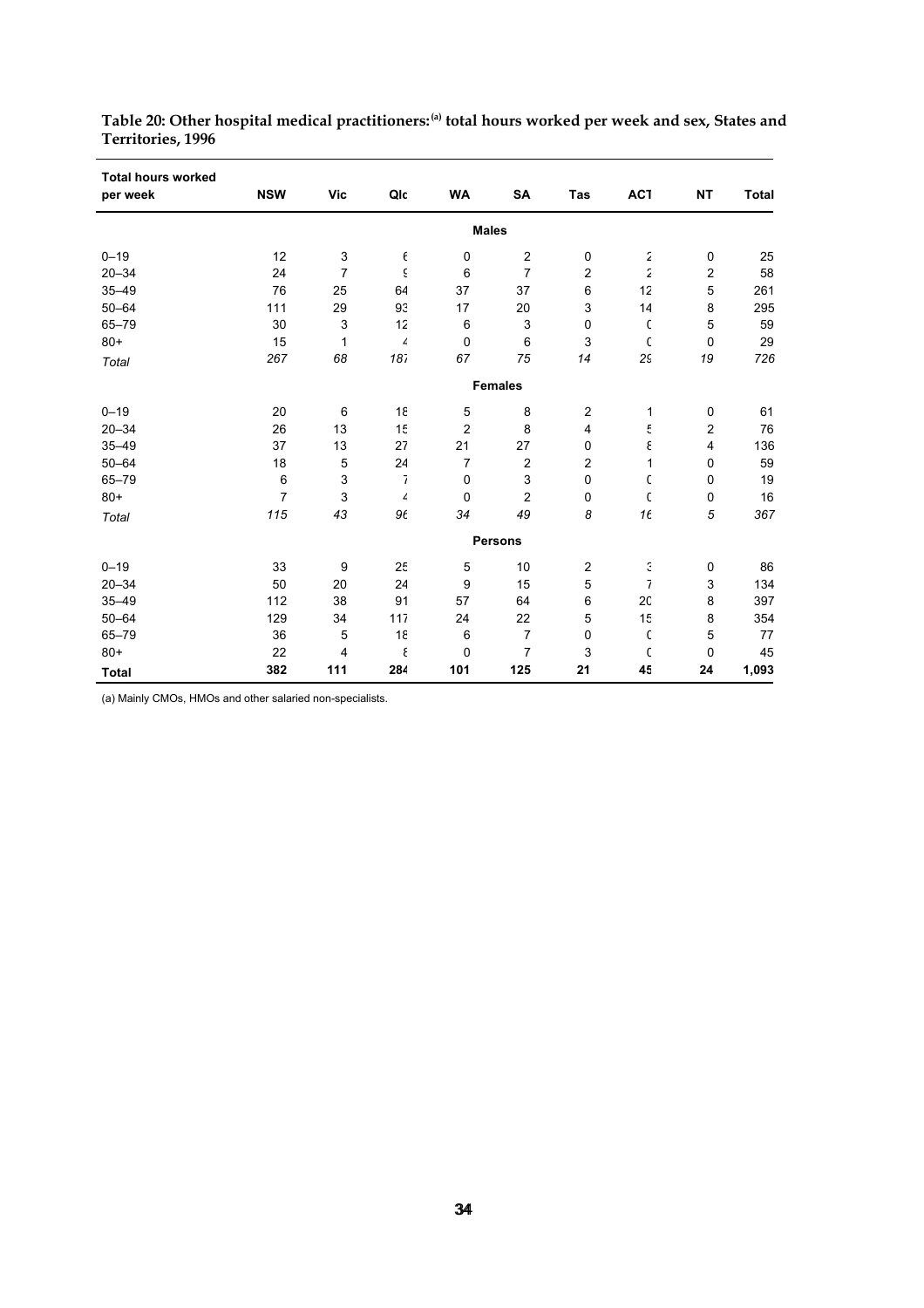**Table 20: Other hospital medical practitioners:[(a)] total hours worked per week and sex, States and Territories, 1996**

| Total hours worked per week | NSW | Vic | Qld | WA | SA | Tas | ACT | NT | Total |
|---|---|---|---|---|---|---|---|---|---|
| | | | | | **Males** | | | | |
| 0–19 | 12 | 3 | 6 | 0 | 2 | 0 | 2 | 0 | 25 |
| 20–34 | 24 | 7 | 9 | 6 | 7 | 2 | 2 | 2 | 58 |
| 35–49 | 76 | 25 | 64 | 37 | 37 | 6 | 12 | 5 | 261 |
| 50–64 | 111 | 29 | 93 | 17 | 20 | 3 | 14 | 8 | 295 |
| 65–79 | 30 | 3 | 12 | 6 | 3 | 0 | 0 | 5 | 59 |
| 80+ | 15 | 1 | 4 | 0 | 6 | 3 | 0 | 0 | 29 |
| *Total* | *267* | *68* | *187* | *67* | *75* | *14* | *29* | *19* | *726* |
| | | | | | **Females** | | | | |
| 0–19 | 20 | 6 | 18 | 5 | 8 | 2 | 1 | 0 | 61 |
| 20–34 | 26 | 13 | 15 | 2 | 8 | 4 | 5 | 2 | 76 |
| 35–49 | 37 | 13 | 27 | 21 | 27 | 0 | 8 | 4 | 136 |
| 50–64 | 18 | 5 | 24 | 7 | 2 | 2 | 1 | 0 | 59 |
| 65–79 | 6 | 3 | 7 | 0 | 3 | 0 | 0 | 0 | 19 |
| 80+ | 7 | 3 | 4 | 0 | 2 | 0 | 0 | 0 | 16 |
| *Total* | *115* | *43* | *96* | *34* | *49* | *8* | *16* | *5* | *367* |
| | | | | | **Persons** | | | | |
| 0–19 | 33 | 9 | 25 | 5 | 10 | 2 | 3 | 0 | 86 |
| 20–34 | 50 | 20 | 24 | 9 | 15 | 5 | 7 | 3 | 134 |
| 35–49 | 112 | 38 | 91 | 57 | 64 | 6 | 20 | 8 | 397 |
| 50–64 | 129 | 34 | 117 | 24 | 22 | 5 | 15 | 8 | 354 |
| 65–79 | 36 | 5 | 18 | 6 | 7 | 0 | 0 | 5 | 77 |
| 80+ | 22 | 4 | 8 | 0 | 7 | 3 | 0 | 0 | 45 |
| **Total** | **382** | **111** | **284** | **101** | **125** | **21** | **45** | **24** | **1,093** |

(a) Mainly CMOs, HMOs and other salaried non-specialists.